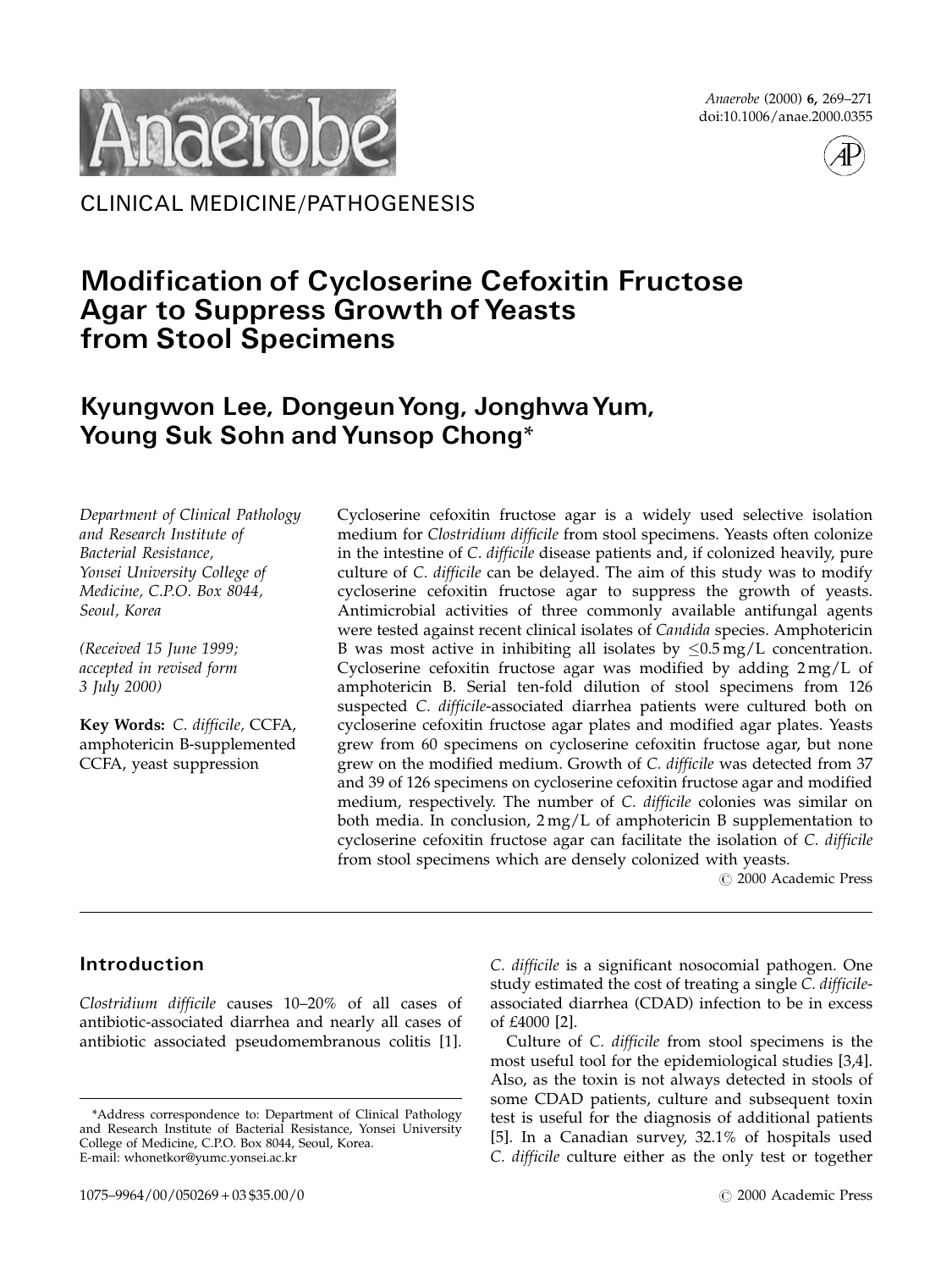CLINICAL MEDICINE/PATHOGENESIS

# Modification of Cycloserine Cefoxitin Fructose Agar to Suppress Growth of Yeasts from Stool Specimens

**Kyungwon Lee, Dongeun Yong, Jonghwa Yum, Young Suk Sohn and Yunsop Chong***

*Department of Clinical Pathology and Research Institute of Bacterial Resistance, Yonsei University College of Medicine, C.P.O. Box 8044, Seoul, Korea*

*(Received 15 June 1999; accepted in revised form 3 July 2000)*

**Key Words:** *C. difficile*, CCFA, amphotericin B-supplemented CCFA, yeast suppression

Cycloserine cefoxitin fructose agar is a widely used selective isolation medium for *Clostridium difficile* from stool specimens. Yeasts often colonize in the intestine of *C. difficile* disease patients and, if colonized heavily, pure culture of *C. difficile* can be delayed. The aim of this study was to modify cycloserine cefoxitin fructose agar to suppress the growth of yeasts. Antimicrobial activities of three commonly available antifungal agents were tested against recent clinical isolates of *Candida* species. Amphotericin B was most active in inhibiting all isolates by $\leq$0.5 mg/L concentration. Cycloserine cefoxitin fructose agar was modified by adding 2 mg/L of amphotericin B. Serial ten-fold dilution of stool specimens from 126 suspected *C. difficile*-associated diarrhea patients were cultured both on cycloserine cefoxitin fructose agar plates and modified agar plates. Yeasts grew from 60 specimens on cycloserine cefoxitin fructose agar, but none grew on the modified medium. Growth of *C. difficile* was detected from 37 and 39 of 126 specimens on cycloserine cefoxitin fructose agar and modified medium, respectively. The number of *C. difficile* colonies was similar on both media. In conclusion, 2 mg/L of amphotericin B supplementation to cycloserine cefoxitin fructose agar can facilitate the isolation of *C. difficile* from stool specimens which are densely colonized with yeasts.

© 2000 Academic Press

## Introduction

*Clostridium difficile* causes 10–20% of all cases of antibiotic-associated diarrhea and nearly all cases of antibiotic associated pseudomembranous colitis [1]. *C. difficile* is a significant nosocomial pathogen. One study estimated the cost of treating a single *C. difficile*-associated diarrhea (CDAD) infection to be in excess of £4000 [2].

Culture of *C. difficile* from stool specimens is the most useful tool for the epidemiological studies [3,4]. Also, as the toxin is not always detected in stools of some CDAD patients, culture and subsequent toxin test is useful for the diagnosis of additional patients [5]. In a Canadian survey, 32.1% of hospitals used *C. difficile* culture either as the only test or together

*Address correspondence to: Department of Clinical Pathology and Research Institute of Bacterial Resistance, Yonsei University College of Medicine, C.P.O. Box 8044, Seoul, Korea. E-mail: whonetkor@yumc.yonsei.ac.kr

1075–9964/00/050269 + 03 $35.00/0

© 2000 Academic Press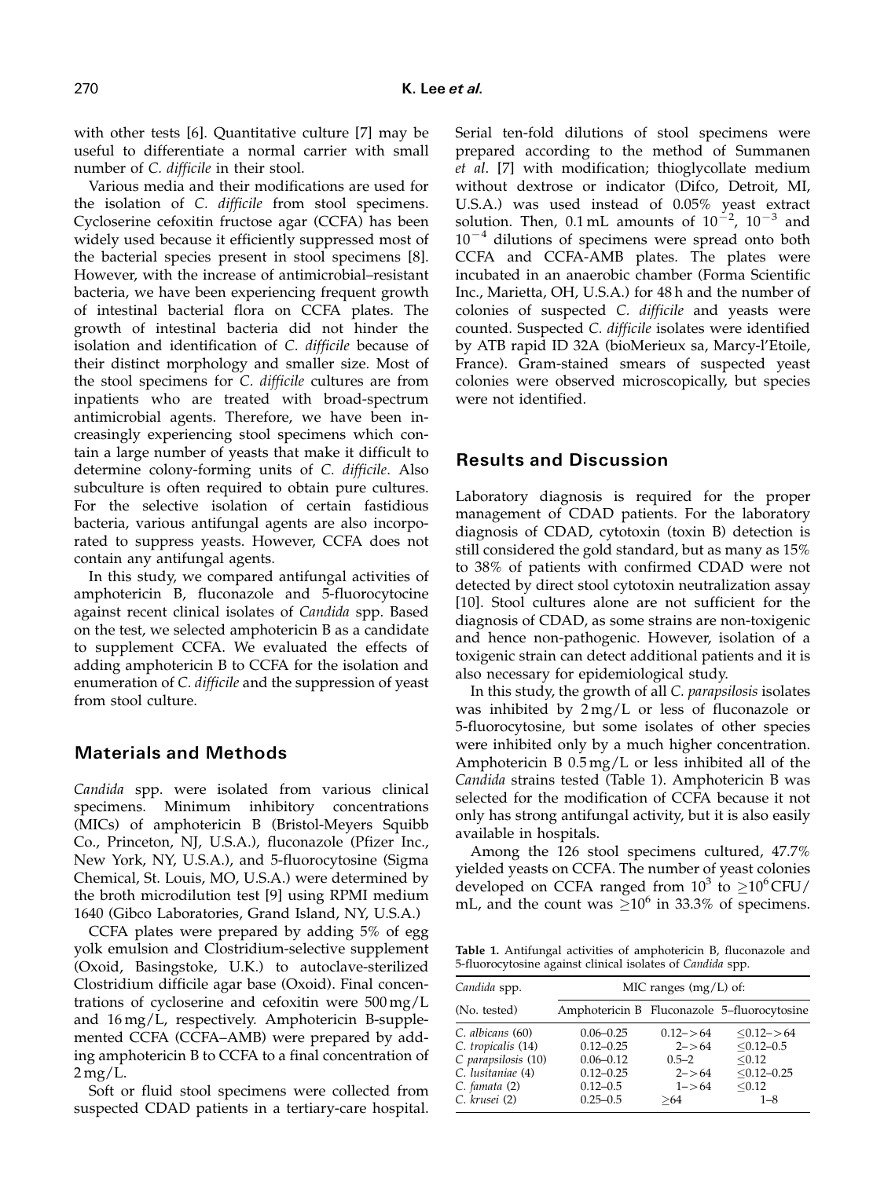with other tests [6]. Quantitative culture [7] may be useful to differentiate a normal carrier with small number of *C. difficile* in their stool.

Various media and their modifications are used for the isolation of *C. difficile* from stool specimens. Cycloserine cefoxitin fructose agar (CCFA) has been widely used because it efficiently suppressed most of the bacterial species present in stool specimens [8]. However, with the increase of antimicrobial–resistant bacteria, we have been experiencing frequent growth of intestinal bacterial flora on CCFA plates. The growth of intestinal bacteria did not hinder the isolation and identification of *C. difficile* because of their distinct morphology and smaller size. Most of the stool specimens for *C. difficile* cultures are from inpatients who are treated with broad-spectrum antimicrobial agents. Therefore, we have been increasingly experiencing stool specimens which contain a large number of yeasts that make it difficult to determine colony-forming units of *C. difficile*. Also subculture is often required to obtain pure cultures. For the selective isolation of certain fastidious bacteria, various antifungal agents are also incorporated to suppress yeasts. However, CCFA does not contain any antifungal agents.

In this study, we compared antifungal activities of amphotericin B, fluconazole and 5-fluorocytocine against recent clinical isolates of *Candida* spp. Based on the test, we selected amphotericin B as a candidate to supplement CCFA. We evaluated the effects of adding amphotericin B to CCFA for the isolation and enumeration of *C. difficile* and the suppression of yeast from stool culture.

## Materials and Methods

*Candida* spp. were isolated from various clinical specimens. Minimum inhibitory concentrations (MICs) of amphotericin B (Bristol-Meyers Squibb Co., Princeton, NJ, U.S.A.), fluconazole (Pfizer Inc., New York, NY, U.S.A.), and 5-fluorocytosine (Sigma Chemical, St. Louis, MO, U.S.A.) were determined by the broth microdilution test [9] using RPMI medium 1640 (Gibco Laboratories, Grand Island, NY, U.S.A.)

CCFA plates were prepared by adding 5% of egg yolk emulsion and Clostridium-selective supplement (Oxoid, Basingstoke, U.K.) to autoclave-sterilized Clostridium difficile agar base (Oxoid). Final concentrations of cycloserine and cefoxitin were 500 mg/L and 16 mg/L, respectively. Amphotericin B-supplemented CCFA (CCFA–AMB) were prepared by adding amphotericin B to CCFA to a final concentration of 2 mg/L.

Soft or fluid stool specimens were collected from suspected CDAD patients in a tertiary-care hospital. Serial ten-fold dilutions of stool specimens were prepared according to the method of Summanen *et al*. [7] with modification; thioglycollate medium without dextrose or indicator (Difco, Detroit, MI, U.S.A.) was used instead of 0.05% yeast extract solution. Then, 0.1 mL amounts of $10^{-2}$, $10^{-3}$ and $10^{-4}$ dilutions of specimens were spread onto both CCFA and CCFA-AMB plates. The plates were incubated in an anaerobic chamber (Forma Scientific Inc., Marietta, OH, U.S.A.) for 48 h and the number of colonies of suspected *C. difficile* and yeasts were counted. Suspected *C. difficile* isolates were identified by ATB rapid ID 32A (bioMerieux sa, Marcy-l'Etoile, France). Gram-stained smears of suspected yeast colonies were observed microscopically, but species were not identified.

## Results and Discussion

Laboratory diagnosis is required for the proper management of CDAD patients. For the laboratory diagnosis of CDAD, cytotoxin (toxin B) detection is still considered the gold standard, but as many as 15% to 38% of patients with confirmed CDAD were not detected by direct stool cytotoxin neutralization assay [10]. Stool cultures alone are not sufficient for the diagnosis of CDAD, as some strains are non-toxigenic and hence non-pathogenic. However, isolation of a toxigenic strain can detect additional patients and it is also necessary for epidemiological study.

In this study, the growth of all *C. parapsilosis* isolates was inhibited by 2 mg/L or less of fluconazole or 5-fluorocytosine, but some isolates of other species were inhibited only by a much higher concentration. Amphotericin B 0.5 mg/L or less inhibited all of the *Candida* strains tested (Table 1). Amphotericin B was selected for the modification of CCFA because it not only has strong antifungal activity, but it is also easily available in hospitals.

Among the 126 stool specimens cultured, 47.7% yielded yeasts on CCFA. The number of yeast colonies developed on CCFA ranged from $10^3$ to $\geq 10^6$ CFU/mL, and the count was $\geq 10^6$ in 33.3% of specimens.

**Table 1.** Antifungal activities of amphotericin B, fluconazole and 5-fluorocytosine against clinical isolates of *Candida* spp.

| *Candida* spp. | MIC ranges (mg/L) of: | | |
|---|---|---|---|
| (No. tested) | Amphotericin B | Fluconazole | 5–fluorocytosine |
| *C. albicans* (60) | 0.06–0.25 | 0.12–>64 | ≤0.12–>64 |
| *C. tropicalis* (14) | 0.12–0.25 | 2–>64 | ≤0.12–0.5 |
| *C parapsilosis* (10) | 0.06–0.12 | 0.5–2 | ≤0.12 |
| *C. lusitaniae* (4) | 0.12–0.25 | 2–>64 | ≤0.12–0.25 |
| *C. famata* (2) | 0.12–0.5 | 1–>64 | ≤0.12 |
| *C. krusei* (2) | 0.25–0.5 | ≥64 | 1–8 |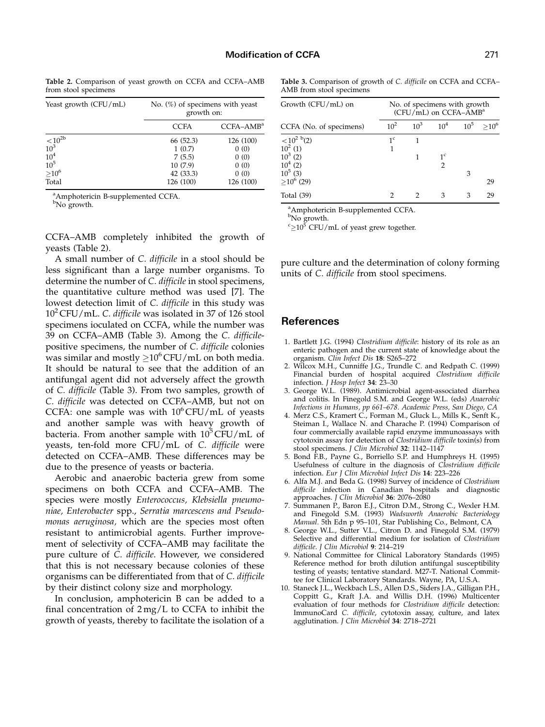**Table 2.** Comparison of yeast growth on CCFA and CCFA–AMB from stool specimens

| Yeast growth (CFU/mL) | No. (%) of specimens with yeast growth on: | |
|---|---|---|
| | CCFA | CCFA–AMB[a] |
| $<10^{2}$ [b] | 66 (52.3) | 126 (100) |
| $10^{3}$ | 1 (0.7) | 0 (0) |
| $10^{4}$ | 7 (5.5) | 0 (0) |
| $10^{5}$ | 10 (7.9) | 0 (0) |
| $\geq 10^{6}$ | 42 (33.3) | 0 (0) |
| Total | 126 (100) | 126 (100) |

[a]Amphotericin B-supplemented CCFA.
[b]No growth.

CCFA–AMB completely inhibited the growth of yeasts (Table 2).

A small number of *C. difficile* in a stool should be less significant than a large number organisms. To determine the number of *C. difficile* in stool specimens, the quantitative culture method was used [7]. The lowest detection limit of *C. difficile* in this study was $10^{2}$ CFU/mL. *C. difficile* was isolated in 37 of 126 stool specimens ioculated on CCFA, while the number was 39 on CCFA–AMB (Table 3). Among the *C. difficile*-positive specimens, the number of *C. difficile* colonies was similar and mostly $\geq 10^{6}$ CFU/mL on both media. It should be natural to see that the addition of an antifungal agent did not adversely affect the growth of *C. difficile* (Table 3). From two samples, growth of *C. difficile* was detected on CCFA–AMB, but not on CCFA: one sample was with $10^{6}$ CFU/mL of yeasts and another sample was with heavy growth of bacteria. From another sample with $10^{5}$ CFU/mL of yeasts, ten-fold more CFU/mL of *C. difficile* were detected on CCFA–AMB. These differences may be due to the presence of yeasts or bacteria.

Aerobic and anaerobic bacteria grew from some specimens on both CCFA and CCFA–AMB. The species were mostly *Enterococcus, Klebsiella pneumoniae, Enterobacter* spp., *Serratia marcescens and Pseudomonas aeruginosa*, which are the species most often resistant to antimicrobial agents. Further improvement of selectivity of CCFA–AMB may facilitate the pure culture of *C. difficile*. However, we considered that this is not necessary because colonies of these organisms can be differentiated from that of *C. difficile* by their distinct colony size and morphology.

In conclusion, amphotericin B can be added to a final concentration of 2 mg/L to CCFA to inhibit the growth of yeasts, thereby to facilitate the isolation of a pure culture and the determination of colony forming units of *C. difficile* from stool specimens.

**Table 3.** Comparison of growth of *C. difficile* on CCFA and CCFA–AMB from stool specimens

| Growth (CFU/mL) on | No. of specimens with growth (CFU/mL) on CCFA–AMB[a] | | | | |
|---|---|---|---|---|---|
| CCFA (No. of specimens) | $10^{2}$ | $10^{3}$ | $10^{4}$ | $10^{5}$ | $\geq 10^{6}$ |
| $<10^{2}$ [b] (2) | 1[c] | 1 | | | |
| $10^{2}$ (1) | 1 | | | | |
| $10^{3}$ (2) | | 1 | 1[c] | | |
| $10^{4}$ (2) | | | 2 | | |
| $10^{5}$ (3) | | | | 3 | |
| $\geq 10^{6}$ (29) | | | | | 29 |
| Total (39) | 2 | 2 | 3 | 3 | 29 |

[a]Amphotericin B-supplemented CCFA.
[b]No growth.
[c]$\geq 10^{5}$ CFU/mL of yeast grew together.

## References

1. Bartlett J.G. (1994) *Clostridium difficile*: history of its role as an enteric pathogen and the current state of knowledge about the organism. *Clin Infect Dis* **18**: S265–272
2. Wilcox M.H., Cunniffe J.G., Trundle C. and Redpath C. (1999) Financial burden of hospital acquired *Clostridium difficile* infection. *J Hosp Infect* **34**: 23–30
3. George W.L. (1989). Antimicrobial agent-associated diarrhea and colitis. In Finegold S.M. and George W.L. (eds) *Anaerobic Infections in Humans, pp 661–678. Academic Press, San Diego, CA*
4. Merz C.S., Kramert C., Forman M., Gluck L., Mills K., Senft K., Steiman I., Wallace N. and Charache P. (1994) Comparison of four commercially available rapid enzyme immunoassays with cytotoxin assay for detection of *Clostridium difficile* toxin(s) from stool specimens. *J Clin Microbiol* **32**: 1142–1147
5. Bond F.B., Payne G., Borriello S.P. and Humphreys H. (1995) Usefulness of culture in the diagnosis of *Clostridium difficile* infection. *Eur J Clin Microbiol Infect Dis* **14**: 223–226
6. Alfa M.J. and Beda G. (1998) Survey of incidence of *Clostridium difficile* infection in Canadian hospitals and diagnostic approaches. *J Clin Microbiol* **36**: 2076–2080
7. Summanen P., Baron E.J., Citron D.M., Strong C., Wexler H.M. and Finegold S.M. (1993) *Wadsworth Anaerobic Bacteriology Manual*. 5th Edn p 95–101, Star Publishing Co., Belmont, CA
8. George W.L., Sutter V.L., Citron D. and Finegold S.M. (1979) Selective and differential medium for isolation of *Clostridium difficile*. *J Clin Microbiol* **9**: 214–219
9. National Committee for Clinical Laboratory Standards (1995) Reference method for broth dilution antifungal susceptibility testing of yeasts; tentative standard. M27-T. National Committee for Clinical Laboratory Standards. Wayne, PA, U.S.A.
10. Staneck J.L., Weckbach L.S., Allen D.S., Siders J.A., Gilligan P.H., Coppitt G., Kraft J.A. and Willis D.H. (1996) Multicenter evaluation of four methods for *Clostridium difficile* detection: ImmunoCard *C. difficile*, cytotoxin assay, culture, and latex agglutination. *J Clin Microbiol* **34**: 2718–2721